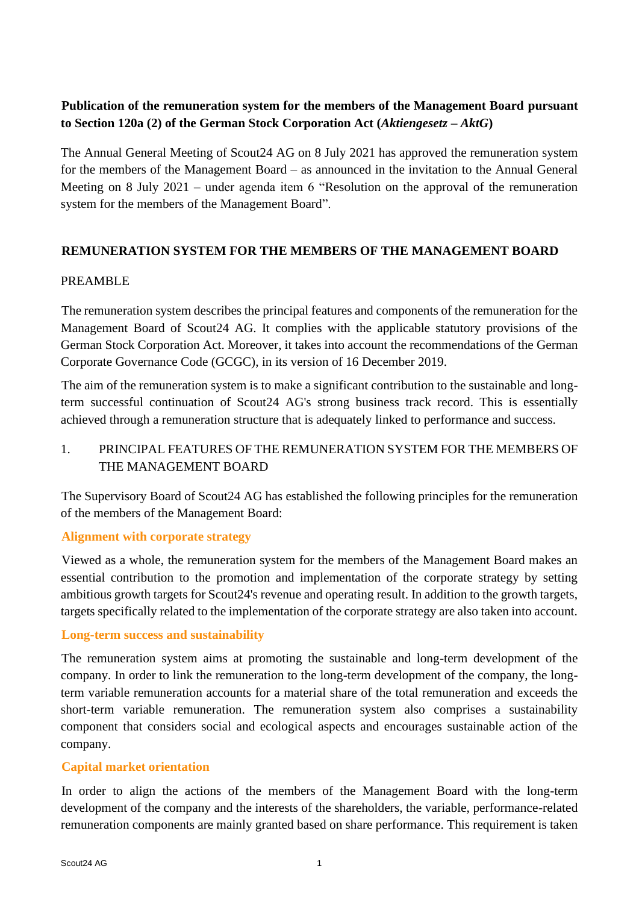**Publication of the remuneration system for the members of the Management Board pursuant to Section 120a (2) of the German Stock Corporation Act (*Aktiengesetz – AktG*)**

The Annual General Meeting of Scout24 AG on 8 July 2021 has approved the remuneration system for the members of the Management Board – as announced in the invitation to the Annual General Meeting on 8 July 2021 – under agenda item 6 "Resolution on the approval of the remuneration system for the members of the Management Board".

# REMUNERATION SYSTEM FOR THE MEMBERS OF THE MANAGEMENT BOARD

## PREAMBLE

The remuneration system describes the principal features and components of the remuneration for the Management Board of Scout24 AG. It complies with the applicable statutory provisions of the German Stock Corporation Act. Moreover, it takes into account the recommendations of the German Corporate Governance Code (GCGC), in its version of 16 December 2019.

The aim of the remuneration system is to make a significant contribution to the sustainable and long-term successful continuation of Scout24 AG's strong business track record. This is essentially achieved through a remuneration structure that is adequately linked to performance and success.

## 1. PRINCIPAL FEATURES OF THE REMUNERATION SYSTEM FOR THE MEMBERS OF THE MANAGEMENT BOARD

The Supervisory Board of Scout24 AG has established the following principles for the remuneration of the members of the Management Board:

### Alignment with corporate strategy

Viewed as a whole, the remuneration system for the members of the Management Board makes an essential contribution to the promotion and implementation of the corporate strategy by setting ambitious growth targets for Scout24's revenue and operating result. In addition to the growth targets, targets specifically related to the implementation of the corporate strategy are also taken into account.

### Long-term success and sustainability

The remuneration system aims at promoting the sustainable and long-term development of the company. In order to link the remuneration to the long-term development of the company, the long-term variable remuneration accounts for a material share of the total remuneration and exceeds the short-term variable remuneration. The remuneration system also comprises a sustainability component that considers social and ecological aspects and encourages sustainable action of the company.

### Capital market orientation

In order to align the actions of the members of the Management Board with the long-term development of the company and the interests of the shareholders, the variable, performance-related remuneration components are mainly granted based on share performance. This requirement is taken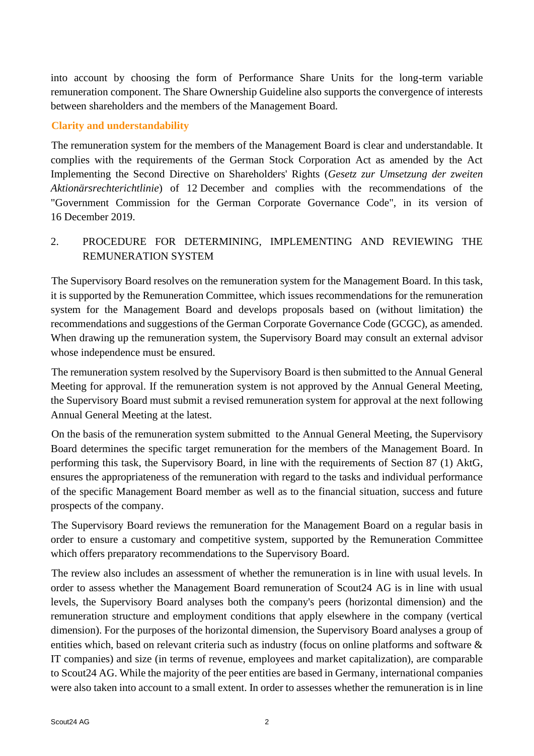into account by choosing the form of Performance Share Units for the long-term variable remuneration component. The Share Ownership Guideline also supports the convergence of interests between shareholders and the members of the Management Board.

### Clarity and understandability

The remuneration system for the members of the Management Board is clear and understandable. It complies with the requirements of the German Stock Corporation Act as amended by the Act Implementing the Second Directive on Shareholders' Rights (*Gesetz zur Umsetzung der zweiten Aktionärsrechterichtlinie*) of 12 December and complies with the recommendations of the "Government Commission for the German Corporate Governance Code", in its version of 16 December 2019.

## 2. PROCEDURE FOR DETERMINING, IMPLEMENTING AND REVIEWING THE REMUNERATION SYSTEM

The Supervisory Board resolves on the remuneration system for the Management Board. In this task, it is supported by the Remuneration Committee, which issues recommendations for the remuneration system for the Management Board and develops proposals based on (without limitation) the recommendations and suggestions of the German Corporate Governance Code (GCGC), as amended. When drawing up the remuneration system, the Supervisory Board may consult an external advisor whose independence must be ensured.

The remuneration system resolved by the Supervisory Board is then submitted to the Annual General Meeting for approval. If the remuneration system is not approved by the Annual General Meeting, the Supervisory Board must submit a revised remuneration system for approval at the next following Annual General Meeting at the latest.

On the basis of the remuneration system submitted to the Annual General Meeting, the Supervisory Board determines the specific target remuneration for the members of the Management Board. In performing this task, the Supervisory Board, in line with the requirements of Section 87 (1) AktG, ensures the appropriateness of the remuneration with regard to the tasks and individual performance of the specific Management Board member as well as to the financial situation, success and future prospects of the company.

The Supervisory Board reviews the remuneration for the Management Board on a regular basis in order to ensure a customary and competitive system, supported by the Remuneration Committee which offers preparatory recommendations to the Supervisory Board.

The review also includes an assessment of whether the remuneration is in line with usual levels. In order to assess whether the Management Board remuneration of Scout24 AG is in line with usual levels, the Supervisory Board analyses both the company's peers (horizontal dimension) and the remuneration structure and employment conditions that apply elsewhere in the company (vertical dimension). For the purposes of the horizontal dimension, the Supervisory Board analyses a group of entities which, based on relevant criteria such as industry (focus on online platforms and software & IT companies) and size (in terms of revenue, employees and market capitalization), are comparable to Scout24 AG. While the majority of the peer entities are based in Germany, international companies were also taken into account to a small extent. In order to assesses whether the remuneration is in line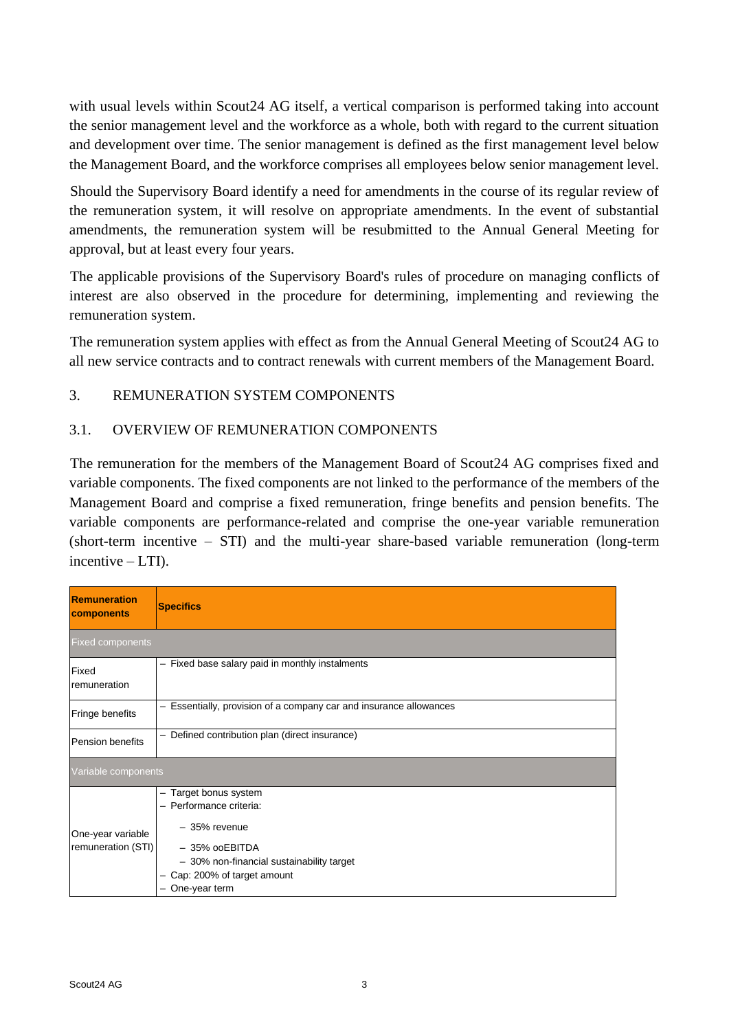with usual levels within Scout24 AG itself, a vertical comparison is performed taking into account the senior management level and the workforce as a whole, both with regard to the current situation and development over time. The senior management is defined as the first management level below the Management Board, and the workforce comprises all employees below senior management level.

Should the Supervisory Board identify a need for amendments in the course of its regular review of the remuneration system, it will resolve on appropriate amendments. In the event of substantial amendments, the remuneration system will be resubmitted to the Annual General Meeting for approval, but at least every four years.

The applicable provisions of the Supervisory Board's rules of procedure on managing conflicts of interest are also observed in the procedure for determining, implementing and reviewing the remuneration system.

The remuneration system applies with effect as from the Annual General Meeting of Scout24 AG to all new service contracts and to contract renewals with current members of the Management Board.

## 3. REMUNERATION SYSTEM COMPONENTS

### 3.1. OVERVIEW OF REMUNERATION COMPONENTS

The remuneration for the members of the Management Board of Scout24 AG comprises fixed and variable components. The fixed components are not linked to the performance of the members of the Management Board and comprise a fixed remuneration, fringe benefits and pension benefits. The variable components are performance-related and comprise the one-year variable remuneration (short-term incentive – STI) and the multi-year share-based variable remuneration (long-term incentive – LTI).

| **Remuneration components** | **Specifics** |
|---|---|
| Fixed components | |
| Fixed remuneration | – Fixed base salary paid in monthly instalments |
| Fringe benefits | – Essentially, provision of a company car and insurance allowances |
| Pension benefits | – Defined contribution plan (direct insurance) |
| Variable components | |
| One-year variable remuneration (STI) | – Target bonus system<br>– Performance criteria:<br>&nbsp;&nbsp;– 35% revenue<br>&nbsp;&nbsp;– 35% ooEBITDA<br>&nbsp;&nbsp;– 30% non-financial sustainability target<br>– Cap: 200% of target amount<br>– One-year term |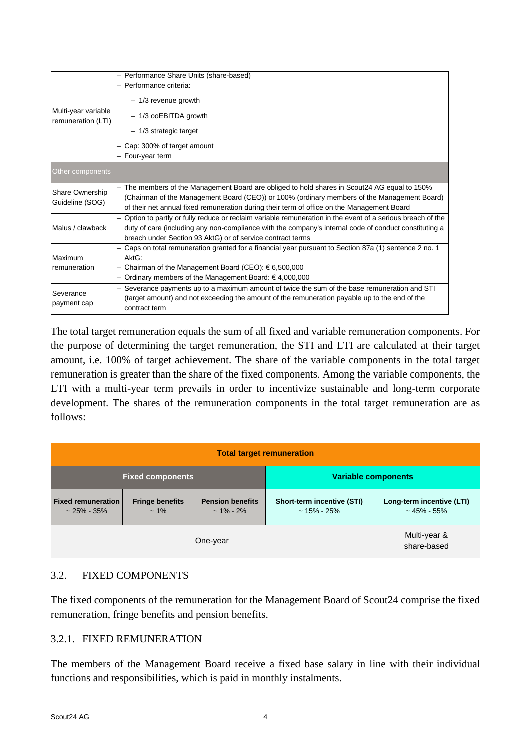| | |
|---|---|
| Multi-year variable remuneration (LTI) | – Performance Share Units (share-based)<br>– Performance criteria:<br>  – 1/3 revenue growth<br>  – 1/3 ooEBITDA growth<br>  – 1/3 strategic target<br>– Cap: 300% of target amount<br>– Four-year term |
| Other components | |
| Share Ownership Guideline (SOG) | – The members of the Management Board are obliged to hold shares in Scout24 AG equal to 150% (Chairman of the Management Board (CEO)) or 100% (ordinary members of the Management Board) of their net annual fixed remuneration during their term of office on the Management Board |
| Malus / clawback | – Option to partly or fully reduce or reclaim variable remuneration in the event of a serious breach of the duty of care (including any non-compliance with the company's internal code of conduct constituting a breach under Section 93 AktG) or of service contract terms |
| Maximum remuneration | – Caps on total remuneration granted for a financial year pursuant to Section 87a (1) sentence 2 no. 1 AktG:<br>– Chairman of the Management Board (CEO): € 6,500,000<br>– Ordinary members of the Management Board: € 4,000,000 |
| Severance payment cap | – Severance payments up to a maximum amount of twice the sum of the base remuneration and STI (target amount) and not exceeding the amount of the remuneration payable up to the end of the contract term |

The total target remuneration equals the sum of all fixed and variable remuneration components. For the purpose of determining the target remuneration, the STI and LTI are calculated at their target amount, i.e. 100% of target achievement. The share of the variable components in the total target remuneration is greater than the share of the fixed components. Among the variable components, the LTI with a multi-year term prevails in order to incentivize sustainable and long-term corporate development. The shares of the remuneration components in the total target remuneration are as follows:

| **Total target remuneration** | | | | |
|---|---|---|---|---|
| **Fixed components** | | | **Variable components** | |
| **Fixed remuneration**<br>~ 25% - 35% | **Fringe benefits**<br>~ 1% | **Pension benefits**<br>~ 1% - 2% | **Short-term incentive (STI)**<br>~ 15% - 25% | **Long-term incentive (LTI)**<br>~ 45% - 55% |
| One-year | | | | Multi-year & share-based |

## 3.2. FIXED COMPONENTS

The fixed components of the remuneration for the Management Board of Scout24 comprise the fixed remuneration, fringe benefits and pension benefits.

### 3.2.1. FIXED REMUNERATION

The members of the Management Board receive a fixed base salary in line with their individual functions and responsibilities, which is paid in monthly instalments.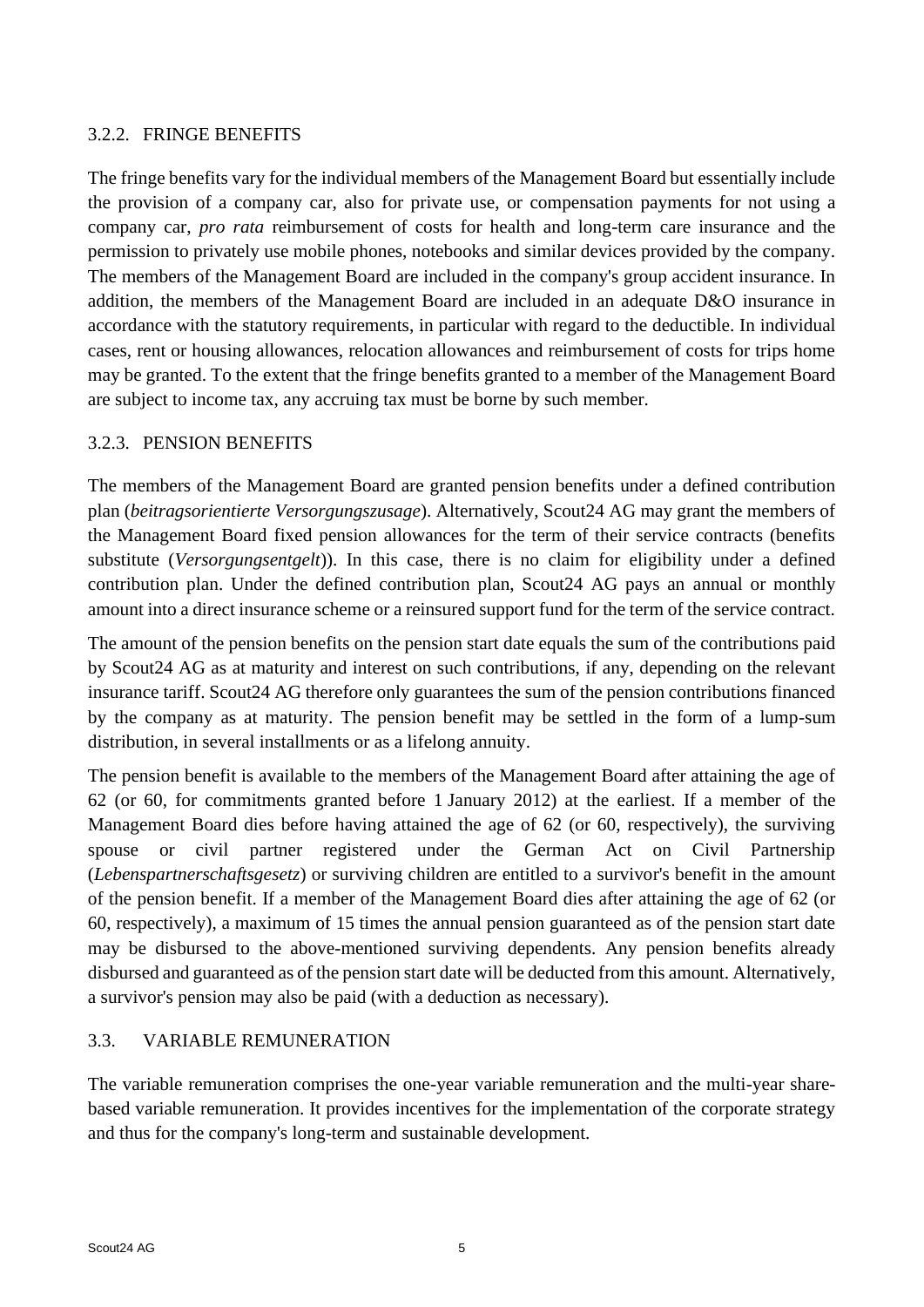### 3.2.2. FRINGE BENEFITS

The fringe benefits vary for the individual members of the Management Board but essentially include the provision of a company car, also for private use, or compensation payments for not using a company car, *pro rata* reimbursement of costs for health and long-term care insurance and the permission to privately use mobile phones, notebooks and similar devices provided by the company. The members of the Management Board are included in the company's group accident insurance. In addition, the members of the Management Board are included in an adequate D&O insurance in accordance with the statutory requirements, in particular with regard to the deductible. In individual cases, rent or housing allowances, relocation allowances and reimbursement of costs for trips home may be granted. To the extent that the fringe benefits granted to a member of the Management Board are subject to income tax, any accruing tax must be borne by such member.

### 3.2.3. PENSION BENEFITS

The members of the Management Board are granted pension benefits under a defined contribution plan (*beitragsorientierte Versorgungszusage*). Alternatively, Scout24 AG may grant the members of the Management Board fixed pension allowances for the term of their service contracts (benefits substitute (*Versorgungsentgelt*)). In this case, there is no claim for eligibility under a defined contribution plan. Under the defined contribution plan, Scout24 AG pays an annual or monthly amount into a direct insurance scheme or a reinsured support fund for the term of the service contract.

The amount of the pension benefits on the pension start date equals the sum of the contributions paid by Scout24 AG as at maturity and interest on such contributions, if any, depending on the relevant insurance tariff. Scout24 AG therefore only guarantees the sum of the pension contributions financed by the company as at maturity. The pension benefit may be settled in the form of a lump-sum distribution, in several installments or as a lifelong annuity.

The pension benefit is available to the members of the Management Board after attaining the age of 62 (or 60, for commitments granted before 1 January 2012) at the earliest. If a member of the Management Board dies before having attained the age of 62 (or 60, respectively), the surviving spouse or civil partner registered under the German Act on Civil Partnership (*Lebenspartnerschaftsgesetz*) or surviving children are entitled to a survivor's benefit in the amount of the pension benefit. If a member of the Management Board dies after attaining the age of 62 (or 60, respectively), a maximum of 15 times the annual pension guaranteed as of the pension start date may be disbursed to the above-mentioned surviving dependents. Any pension benefits already disbursed and guaranteed as of the pension start date will be deducted from this amount. Alternatively, a survivor's pension may also be paid (with a deduction as necessary).

## 3.3. VARIABLE REMUNERATION

The variable remuneration comprises the one-year variable remuneration and the multi-year share-based variable remuneration. It provides incentives for the implementation of the corporate strategy and thus for the company's long-term and sustainable development.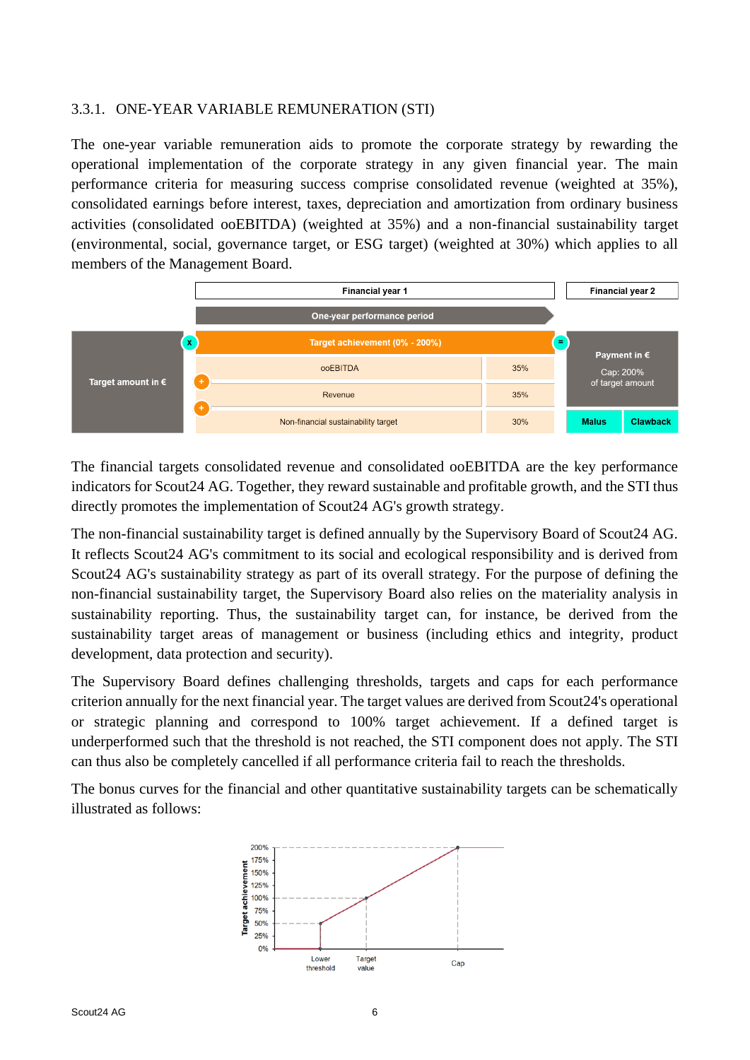### 3.3.1. ONE-YEAR VARIABLE REMUNERATION (STI)

The one-year variable remuneration aids to promote the corporate strategy by rewarding the operational implementation of the corporate strategy in any given financial year. The main performance criteria for measuring success comprise consolidated revenue (weighted at 35%), consolidated earnings before interest, taxes, depreciation and amortization from ordinary business activities (consolidated ooEBITDA) (weighted at 35%) and a non-financial sustainability target (environmental, social, governance target, or ESG target) (weighted at 30%) which applies to all members of the Management Board.

| | Financial year 1 | | Financial year 2 | |
|---|---|---|---|---|
| | One-year performance period | | | |
| Target amount in € × | Target achievement (0% - 200%) | | = Payment in € Cap: 200% of target amount | |
| | ooEBITDA | 35% | | |
| | + Revenue | 35% | | |
| | + Non-financial sustainability target | 30% | Malus | Clawback |

The financial targets consolidated revenue and consolidated ooEBITDA are the key performance indicators for Scout24 AG. Together, they reward sustainable and profitable growth, and the STI thus directly promotes the implementation of Scout24 AG's growth strategy.

The non-financial sustainability target is defined annually by the Supervisory Board of Scout24 AG. It reflects Scout24 AG's commitment to its social and ecological responsibility and is derived from Scout24 AG's sustainability strategy as part of its overall strategy. For the purpose of defining the non-financial sustainability target, the Supervisory Board also relies on the materiality analysis in sustainability reporting. Thus, the sustainability target can, for instance, be derived from the sustainability target areas of management or business (including ethics and integrity, product development, data protection and security).

The Supervisory Board defines challenging thresholds, targets and caps for each performance criterion annually for the next financial year. The target values are derived from Scout24's operational or strategic planning and correspond to 100% target achievement. If a defined target is underperformed such that the threshold is not reached, the STI component does not apply. The STI can thus also be completely cancelled if all performance criteria fail to reach the thresholds.

The bonus curves for the financial and other quantitative sustainability targets can be schematically illustrated as follows:

Target achievement: 200%, 175%, 150%, 125%, 100%, 75%, 50%, 25%, 0%

Lower threshold | Target value | Cap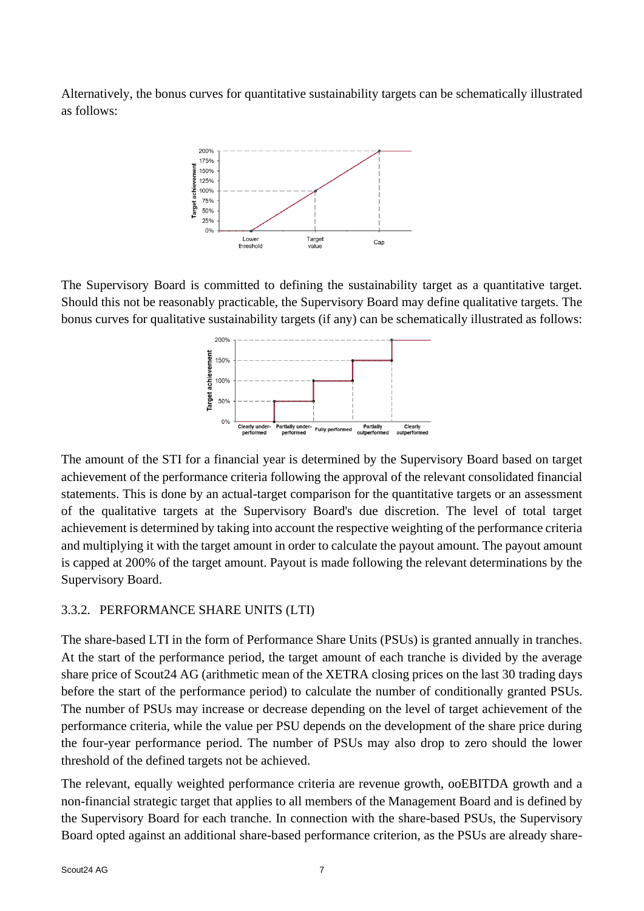Alternatively, the bonus curves for quantitative sustainability targets can be schematically illustrated as follows:

The Supervisory Board is committed to defining the sustainability target as a quantitative target. Should this not be reasonably practicable, the Supervisory Board may define qualitative targets. The bonus curves for qualitative sustainability targets (if any) can be schematically illustrated as follows:

The amount of the STI for a financial year is determined by the Supervisory Board based on target achievement of the performance criteria following the approval of the relevant consolidated financial statements. This is done by an actual-target comparison for the quantitative targets or an assessment of the qualitative targets at the Supervisory Board's due discretion. The level of total target achievement is determined by taking into account the respective weighting of the performance criteria and multiplying it with the target amount in order to calculate the payout amount. The payout amount is capped at 200% of the target amount. Payout is made following the relevant determinations by the Supervisory Board.

### 3.3.2. PERFORMANCE SHARE UNITS (LTI)

The share-based LTI in the form of Performance Share Units (PSUs) is granted annually in tranches. At the start of the performance period, the target amount of each tranche is divided by the average share price of Scout24 AG (arithmetic mean of the XETRA closing prices on the last 30 trading days before the start of the performance period) to calculate the number of conditionally granted PSUs. The number of PSUs may increase or decrease depending on the level of target achievement of the performance criteria, while the value per PSU depends on the development of the share price during the four-year performance period. The number of PSUs may also drop to zero should the lower threshold of the defined targets not be achieved.

The relevant, equally weighted performance criteria are revenue growth, ooEBITDA growth and a non-financial strategic target that applies to all members of the Management Board and is defined by the Supervisory Board for each tranche. In connection with the share-based PSUs, the Supervisory Board opted against an additional share-based performance criterion, as the PSUs are already share-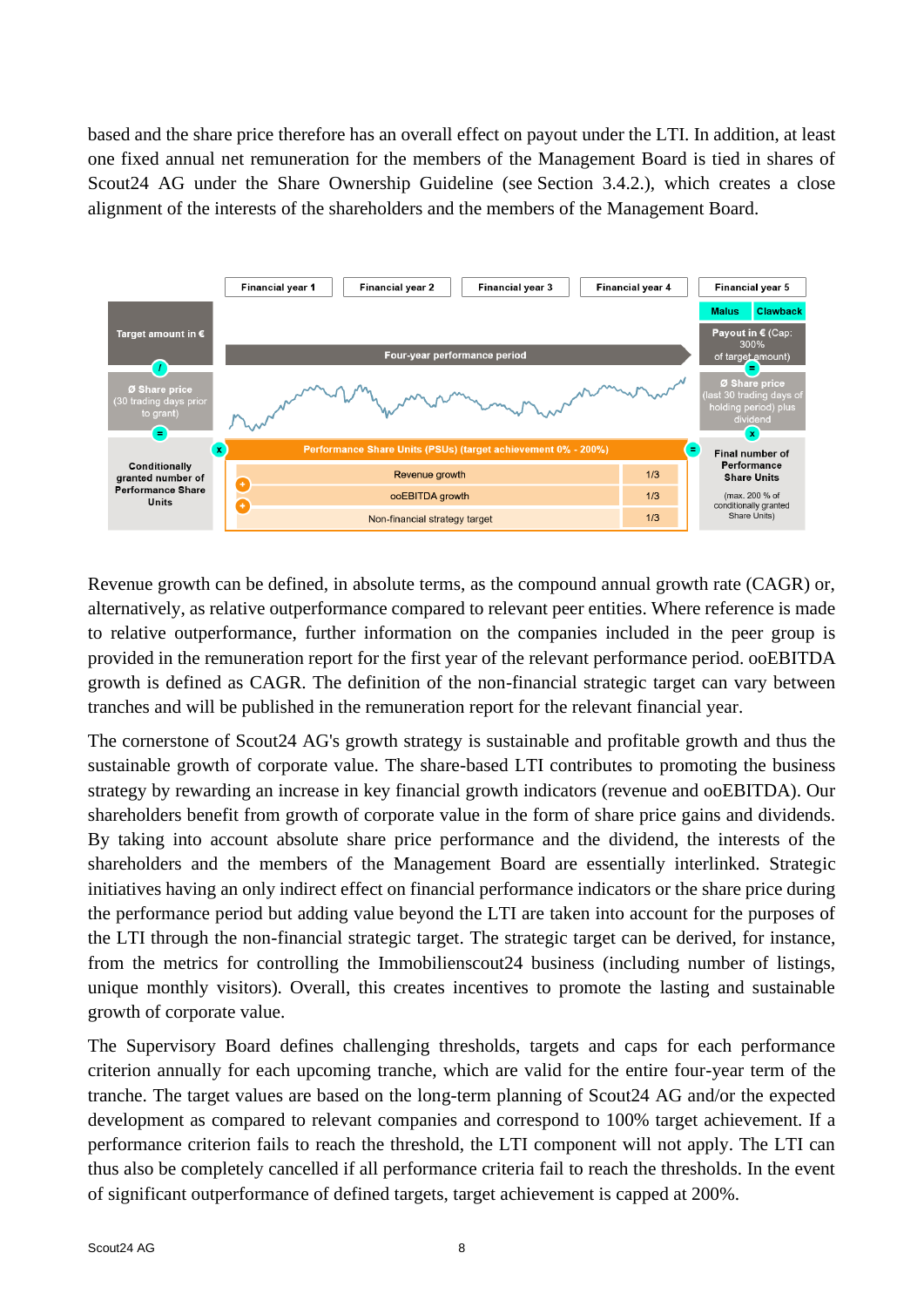based and the share price therefore has an overall effect on payout under the LTI. In addition, at least one fixed annual net remuneration for the members of the Management Board is tied in shares of Scout24 AG under the Share Ownership Guideline (see Section 3.4.2.), which creates a close alignment of the interests of the shareholders and the members of the Management Board.

Financial year 1 | Financial year 2 | Financial year 3 | Financial year 4 | Financial year 5

Malus | Clawback

Target amount in € / Ø Share price (30 trading days prior to grant) = Conditionally granted number of Performance Share Units

Four-year performance period

Payout in € (Cap: 300% of target amount) = Ø Share price (last 30 trading days of holding period) plus dividend x Final number of Performance Share Units (max. 200 % of conditionally granted Share Units)

Performance Share Units (PSUs) (target achievement 0% - 200%)

| | |
|---|---|
| Revenue growth | 1/3 |
| ooEBITDA growth | 1/3 |
| Non-financial strategy target | 1/3 |

Revenue growth can be defined, in absolute terms, as the compound annual growth rate (CAGR) or, alternatively, as relative outperformance compared to relevant peer entities. Where reference is made to relative outperformance, further information on the companies included in the peer group is provided in the remuneration report for the first year of the relevant performance period. ooEBITDA growth is defined as CAGR. The definition of the non-financial strategic target can vary between tranches and will be published in the remuneration report for the relevant financial year.

The cornerstone of Scout24 AG's growth strategy is sustainable and profitable growth and thus the sustainable growth of corporate value. The share-based LTI contributes to promoting the business strategy by rewarding an increase in key financial growth indicators (revenue and ooEBITDA). Our shareholders benefit from growth of corporate value in the form of share price gains and dividends. By taking into account absolute share price performance and the dividend, the interests of the shareholders and the members of the Management Board are essentially interlinked. Strategic initiatives having an only indirect effect on financial performance indicators or the share price during the performance period but adding value beyond the LTI are taken into account for the purposes of the LTI through the non-financial strategic target. The strategic target can be derived, for instance, from the metrics for controlling the Immobilienscout24 business (including number of listings, unique monthly visitors). Overall, this creates incentives to promote the lasting and sustainable growth of corporate value.

The Supervisory Board defines challenging thresholds, targets and caps for each performance criterion annually for each upcoming tranche, which are valid for the entire four-year term of the tranche. The target values are based on the long-term planning of Scout24 AG and/or the expected development as compared to relevant companies and correspond to 100% target achievement. If a performance criterion fails to reach the threshold, the LTI component will not apply. The LTI can thus also be completely cancelled if all performance criteria fail to reach the thresholds. In the event of significant outperformance of defined targets, target achievement is capped at 200%.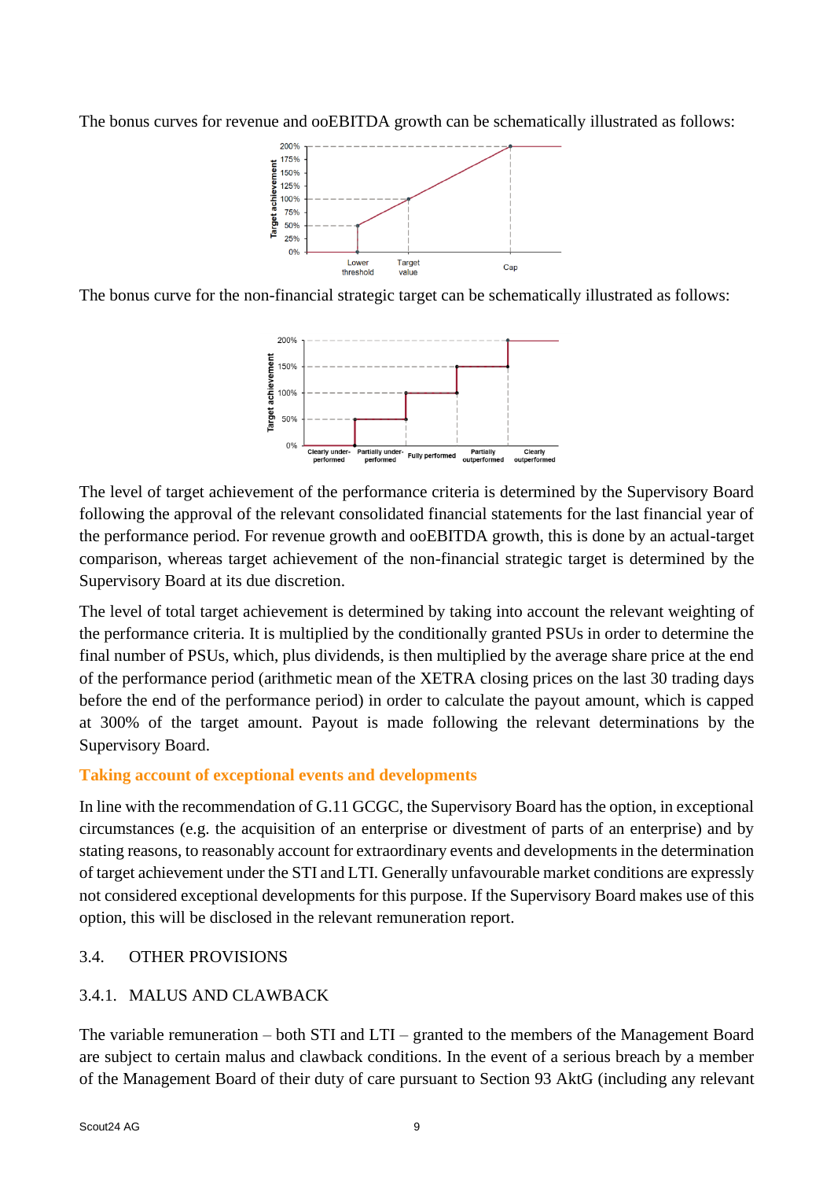The bonus curves for revenue and ooEBITDA growth can be schematically illustrated as follows:

The bonus curve for the non-financial strategic target can be schematically illustrated as follows:

The level of target achievement of the performance criteria is determined by the Supervisory Board following the approval of the relevant consolidated financial statements for the last financial year of the performance period. For revenue growth and ooEBITDA growth, this is done by an actual-target comparison, whereas target achievement of the non-financial strategic target is determined by the Supervisory Board at its due discretion.

The level of total target achievement is determined by taking into account the relevant weighting of the performance criteria. It is multiplied by the conditionally granted PSUs in order to determine the final number of PSUs, which, plus dividends, is then multiplied by the average share price at the end of the performance period (arithmetic mean of the XETRA closing prices on the last 30 trading days before the end of the performance period) in order to calculate the payout amount, which is capped at 300% of the target amount. Payout is made following the relevant determinations by the Supervisory Board.

### Taking account of exceptional events and developments

In line with the recommendation of G.11 GCGC, the Supervisory Board has the option, in exceptional circumstances (e.g. the acquisition of an enterprise or divestment of parts of an enterprise) and by stating reasons, to reasonably account for extraordinary events and developments in the determination of target achievement under the STI and LTI. Generally unfavourable market conditions are expressly not considered exceptional developments for this purpose. If the Supervisory Board makes use of this option, this will be disclosed in the relevant remuneration report.

## 3.4. OTHER PROVISIONS

### 3.4.1. MALUS AND CLAWBACK

The variable remuneration – both STI and LTI – granted to the members of the Management Board are subject to certain malus and clawback conditions. In the event of a serious breach by a member of the Management Board of their duty of care pursuant to Section 93 AktG (including any relevant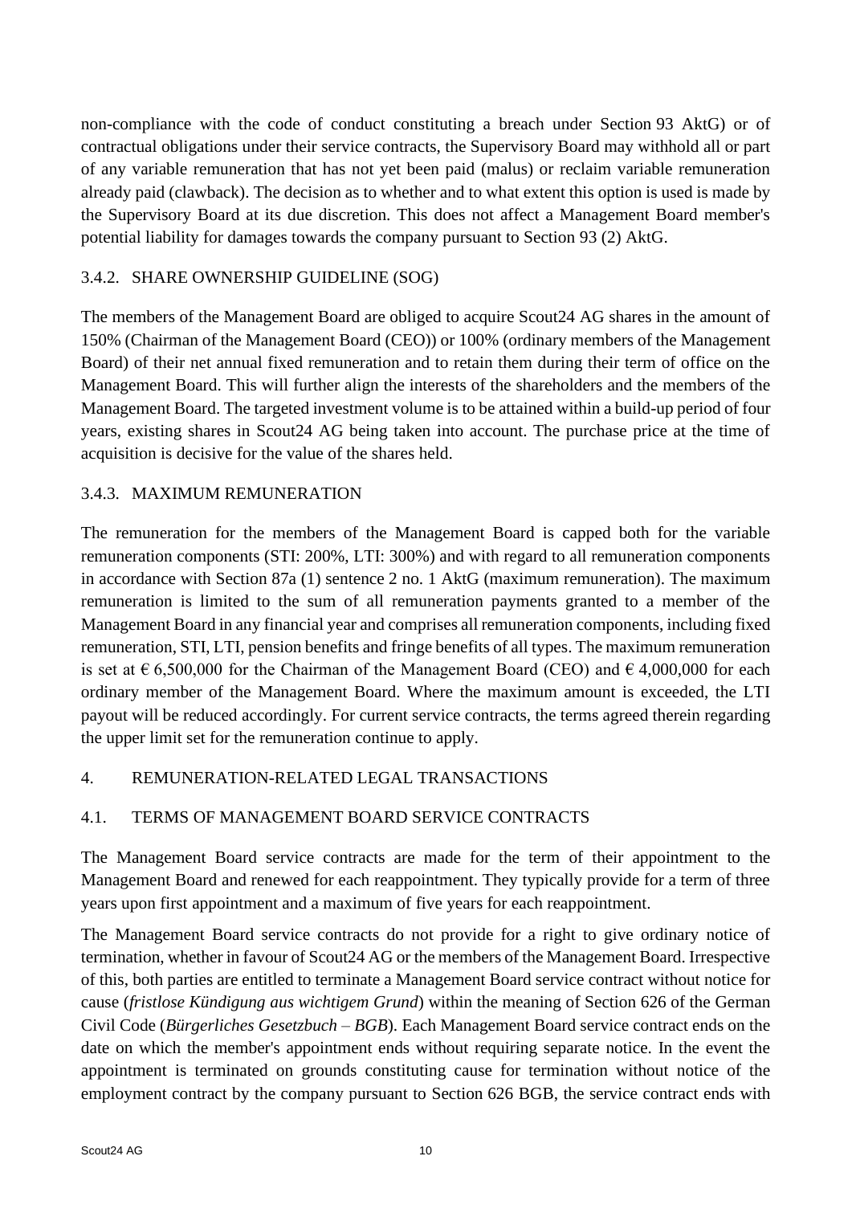non-compliance with the code of conduct constituting a breach under Section 93 AktG) or of contractual obligations under their service contracts, the Supervisory Board may withhold all or part of any variable remuneration that has not yet been paid (malus) or reclaim variable remuneration already paid (clawback). The decision as to whether and to what extent this option is used is made by the Supervisory Board at its due discretion. This does not affect a Management Board member's potential liability for damages towards the company pursuant to Section 93 (2) AktG.

### 3.4.2. SHARE OWNERSHIP GUIDELINE (SOG)

The members of the Management Board are obliged to acquire Scout24 AG shares in the amount of 150% (Chairman of the Management Board (CEO)) or 100% (ordinary members of the Management Board) of their net annual fixed remuneration and to retain them during their term of office on the Management Board. This will further align the interests of the shareholders and the members of the Management Board. The targeted investment volume is to be attained within a build-up period of four years, existing shares in Scout24 AG being taken into account. The purchase price at the time of acquisition is decisive for the value of the shares held.

### 3.4.3. MAXIMUM REMUNERATION

The remuneration for the members of the Management Board is capped both for the variable remuneration components (STI: 200%, LTI: 300%) and with regard to all remuneration components in accordance with Section 87a (1) sentence 2 no. 1 AktG (maximum remuneration). The maximum remuneration is limited to the sum of all remuneration payments granted to a member of the Management Board in any financial year and comprises all remuneration components, including fixed remuneration, STI, LTI, pension benefits and fringe benefits of all types. The maximum remuneration is set at € 6,500,000 for the Chairman of the Management Board (CEO) and € 4,000,000 for each ordinary member of the Management Board. Where the maximum amount is exceeded, the LTI payout will be reduced accordingly. For current service contracts, the terms agreed therein regarding the upper limit set for the remuneration continue to apply.

## 4. REMUNERATION-RELATED LEGAL TRANSACTIONS

### 4.1. TERMS OF MANAGEMENT BOARD SERVICE CONTRACTS

The Management Board service contracts are made for the term of their appointment to the Management Board and renewed for each reappointment. They typically provide for a term of three years upon first appointment and a maximum of five years for each reappointment.

The Management Board service contracts do not provide for a right to give ordinary notice of termination, whether in favour of Scout24 AG or the members of the Management Board. Irrespective of this, both parties are entitled to terminate a Management Board service contract without notice for cause (*fristlose Kündigung aus wichtigem Grund*) within the meaning of Section 626 of the German Civil Code (*Bürgerliches Gesetzbuch – BGB*). Each Management Board service contract ends on the date on which the member's appointment ends without requiring separate notice. In the event the appointment is terminated on grounds constituting cause for termination without notice of the employment contract by the company pursuant to Section 626 BGB, the service contract ends with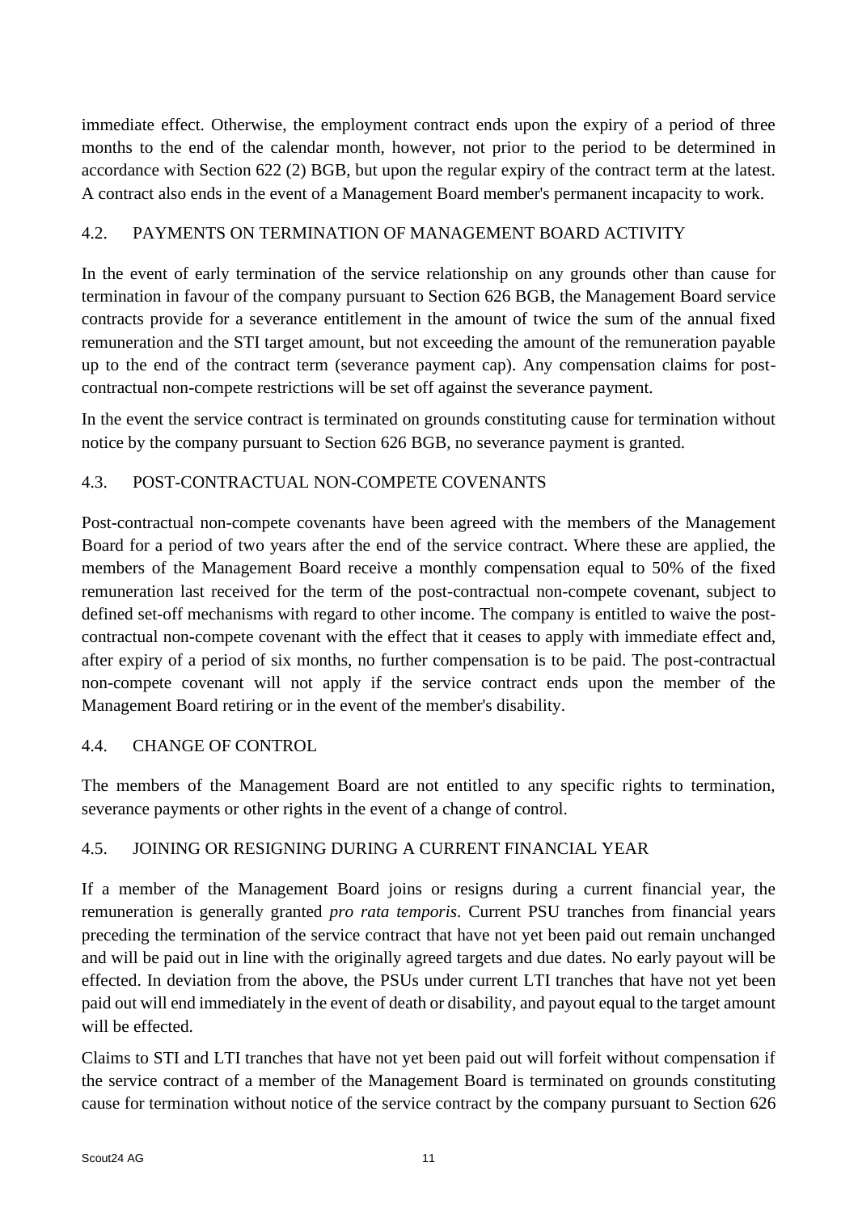immediate effect. Otherwise, the employment contract ends upon the expiry of a period of three months to the end of the calendar month, however, not prior to the period to be determined in accordance with Section 622 (2) BGB, but upon the regular expiry of the contract term at the latest. A contract also ends in the event of a Management Board member's permanent incapacity to work.

### 4.2. PAYMENTS ON TERMINATION OF MANAGEMENT BOARD ACTIVITY

In the event of early termination of the service relationship on any grounds other than cause for termination in favour of the company pursuant to Section 626 BGB, the Management Board service contracts provide for a severance entitlement in the amount of twice the sum of the annual fixed remuneration and the STI target amount, but not exceeding the amount of the remuneration payable up to the end of the contract term (severance payment cap). Any compensation claims for post-contractual non-compete restrictions will be set off against the severance payment.

In the event the service contract is terminated on grounds constituting cause for termination without notice by the company pursuant to Section 626 BGB, no severance payment is granted.

### 4.3. POST-CONTRACTUAL NON-COMPETE COVENANTS

Post-contractual non-compete covenants have been agreed with the members of the Management Board for a period of two years after the end of the service contract. Where these are applied, the members of the Management Board receive a monthly compensation equal to 50% of the fixed remuneration last received for the term of the post-contractual non-compete covenant, subject to defined set-off mechanisms with regard to other income. The company is entitled to waive the post-contractual non-compete covenant with the effect that it ceases to apply with immediate effect and, after expiry of a period of six months, no further compensation is to be paid. The post-contractual non-compete covenant will not apply if the service contract ends upon the member of the Management Board retiring or in the event of the member's disability.

### 4.4. CHANGE OF CONTROL

The members of the Management Board are not entitled to any specific rights to termination, severance payments or other rights in the event of a change of control.

### 4.5. JOINING OR RESIGNING DURING A CURRENT FINANCIAL YEAR

If a member of the Management Board joins or resigns during a current financial year, the remuneration is generally granted *pro rata temporis*. Current PSU tranches from financial years preceding the termination of the service contract that have not yet been paid out remain unchanged and will be paid out in line with the originally agreed targets and due dates. No early payout will be effected. In deviation from the above, the PSUs under current LTI tranches that have not yet been paid out will end immediately in the event of death or disability, and payout equal to the target amount will be effected.

Claims to STI and LTI tranches that have not yet been paid out will forfeit without compensation if the service contract of a member of the Management Board is terminated on grounds constituting cause for termination without notice of the service contract by the company pursuant to Section 626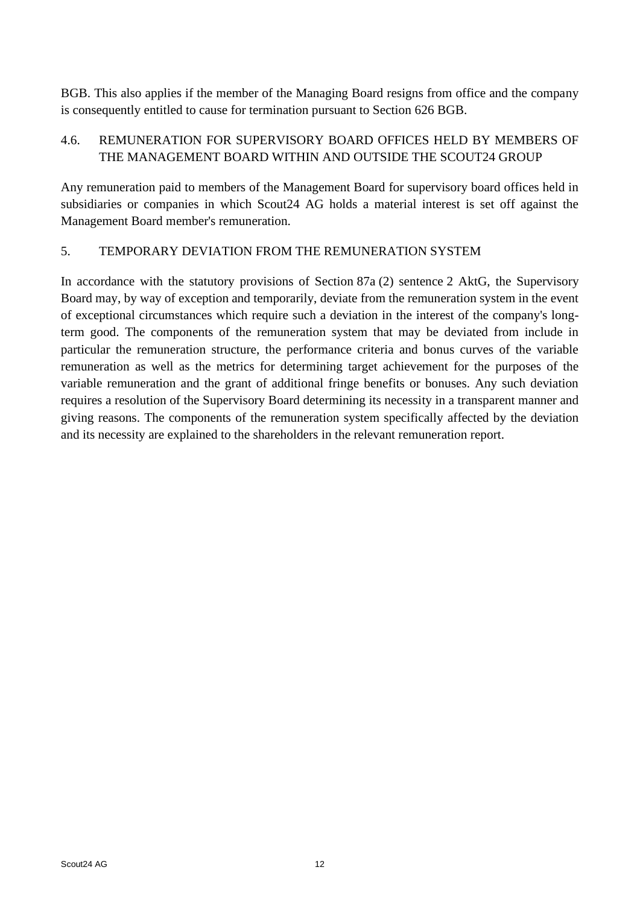BGB. This also applies if the member of the Managing Board resigns from office and the company is consequently entitled to cause for termination pursuant to Section 626 BGB.

### 4.6. REMUNERATION FOR SUPERVISORY BOARD OFFICES HELD BY MEMBERS OF THE MANAGEMENT BOARD WITHIN AND OUTSIDE THE SCOUT24 GROUP

Any remuneration paid to members of the Management Board for supervisory board offices held in subsidiaries or companies in which Scout24 AG holds a material interest is set off against the Management Board member's remuneration.

## 5. TEMPORARY DEVIATION FROM THE REMUNERATION SYSTEM

In accordance with the statutory provisions of Section 87a (2) sentence 2 AktG, the Supervisory Board may, by way of exception and temporarily, deviate from the remuneration system in the event of exceptional circumstances which require such a deviation in the interest of the company's long-term good. The components of the remuneration system that may be deviated from include in particular the remuneration structure, the performance criteria and bonus curves of the variable remuneration as well as the metrics for determining target achievement for the purposes of the variable remuneration and the grant of additional fringe benefits or bonuses. Any such deviation requires a resolution of the Supervisory Board determining its necessity in a transparent manner and giving reasons. The components of the remuneration system specifically affected by the deviation and its necessity are explained to the shareholders in the relevant remuneration report.